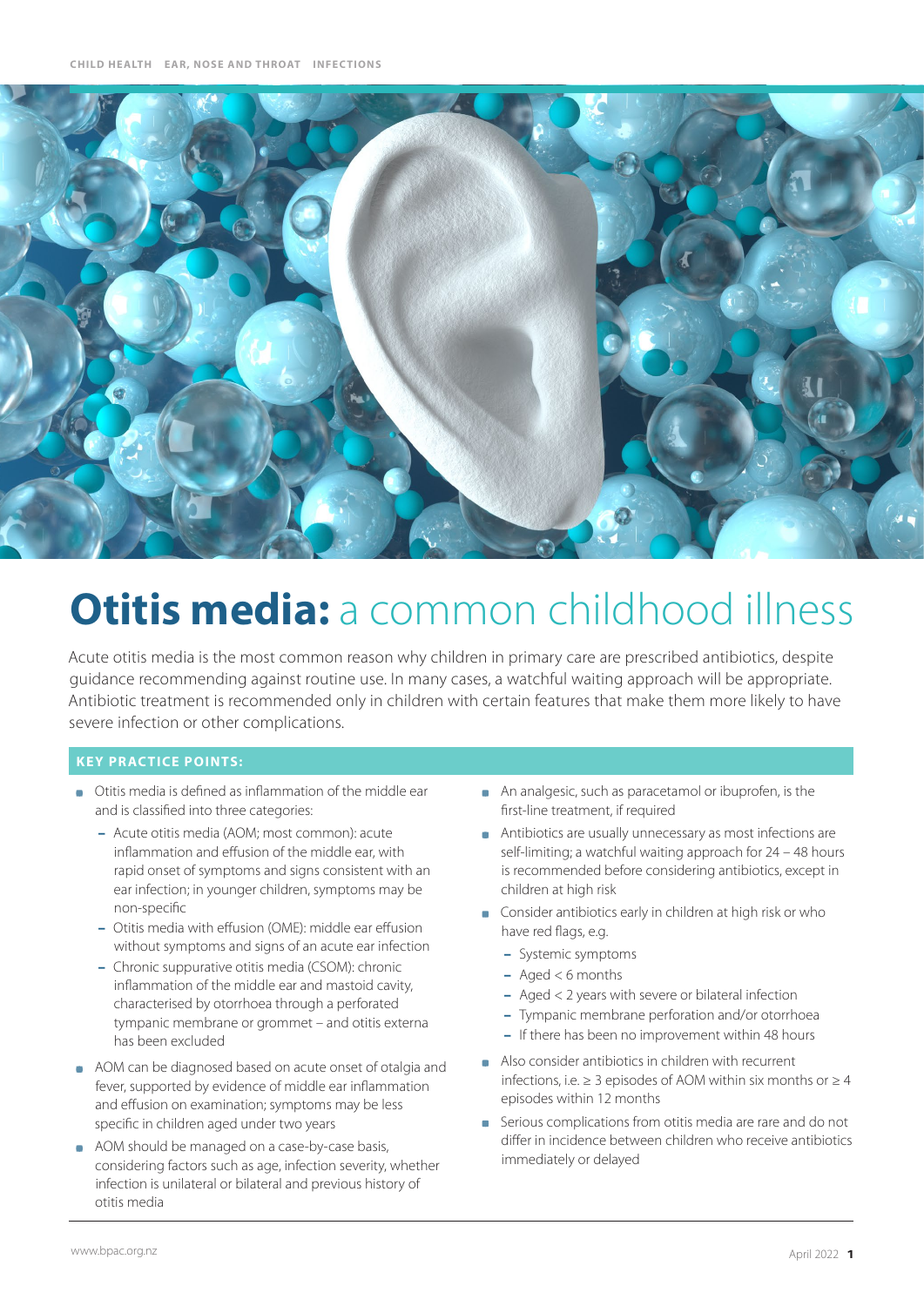CHILD HEALTH EAR, NOSE AND THROAT INFECTIONS

# **Otitis media:** a common childhood illness

Acute otitis media is the most common reason why children in primary care are prescribed antibiotics, despite guidance recommending against routine use. In many cases, a watchful waiting approach will be appropriate. Antibiotic treatment is recommended only in children with certain features that make them more likely to have severe infection or other complications.

## KEY PRACTICE POINTS:

- Otitis media is defined as inflammation of the middle ear and is classified into three categories:
  - Acute otitis media (AOM; most common): acute inflammation and effusion of the middle ear, with rapid onset of symptoms and signs consistent with an ear infection; in younger children, symptoms may be non-specific
  - Otitis media with effusion (OME): middle ear effusion without symptoms and signs of an acute ear infection
  - Chronic suppurative otitis media (CSOM): chronic inflammation of the middle ear and mastoid cavity, characterised by otorrhoea through a perforated tympanic membrane or grommet – and otitis externa has been excluded
- AOM can be diagnosed based on acute onset of otalgia and fever, supported by evidence of middle ear inflammation and effusion on examination; symptoms may be less specific in children aged under two years
- AOM should be managed on a case-by-case basis, considering factors such as age, infection severity, whether infection is unilateral or bilateral and previous history of otitis media
- An analgesic, such as paracetamol or ibuprofen, is the first-line treatment, if required
- Antibiotics are usually unnecessary as most infections are self-limiting; a watchful waiting approach for 24 – 48 hours is recommended before considering antibiotics, except in children at high risk
- Consider antibiotics early in children at high risk or who have red flags, e.g.
  - Systemic symptoms
  - Aged < 6 months
  - Aged < 2 years with severe or bilateral infection
  - Tympanic membrane perforation and/or otorrhoea
  - If there has been no improvement within 48 hours
- Also consider antibiotics in children with recurrent infections, i.e. ≥ 3 episodes of AOM within six months or ≥ 4 episodes within 12 months
- Serious complications from otitis media are rare and do not differ in incidence between children who receive antibiotics immediately or delayed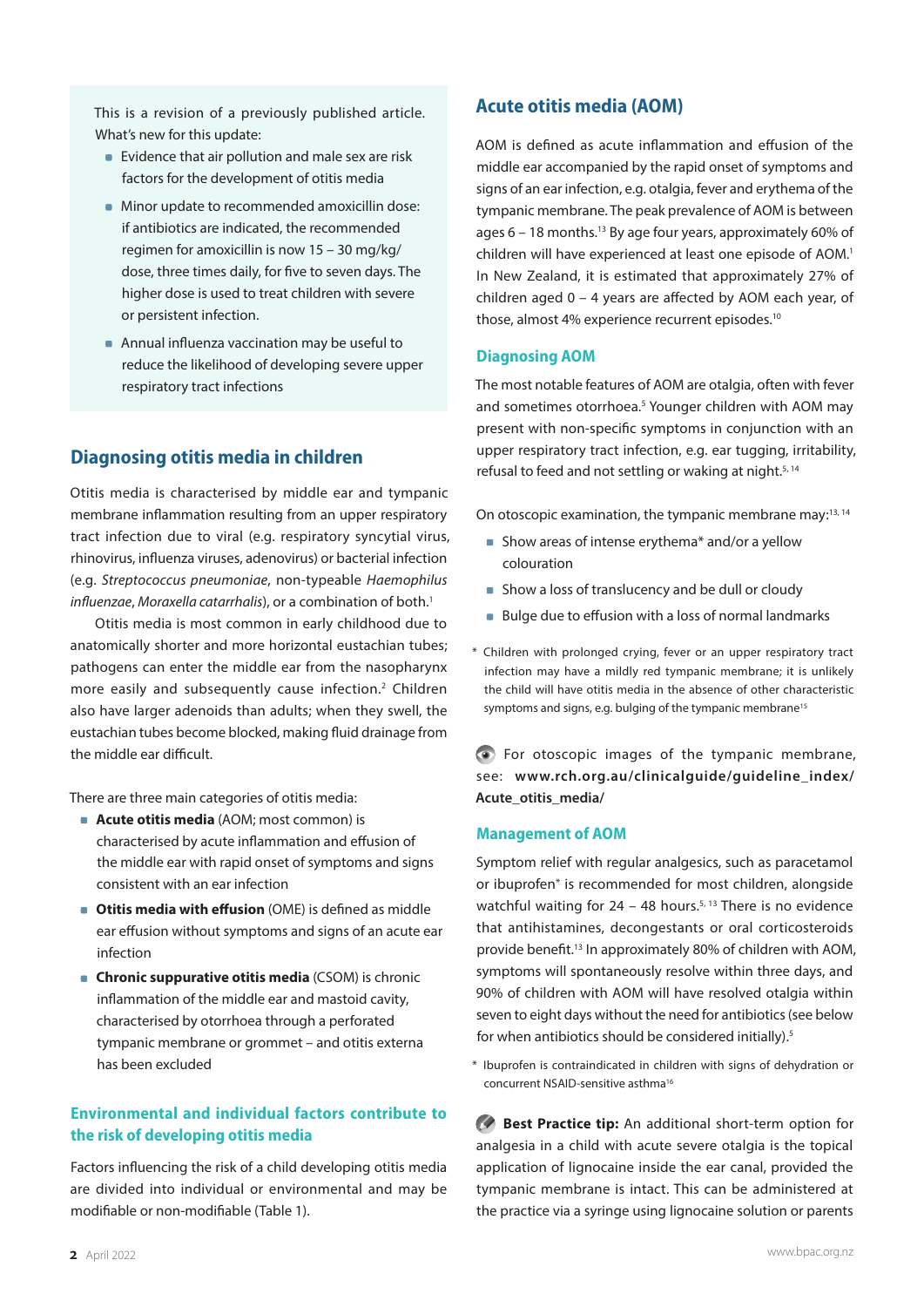This is a revision of a previously published article. What's new for this update:

- Evidence that air pollution and male sex are risk factors for the development of otitis media
- Minor update to recommended amoxicillin dose: if antibiotics are indicated, the recommended regimen for amoxicillin is now 15 – 30 mg/kg/dose, three times daily, for five to seven days. The higher dose is used to treat children with severe or persistent infection.
- Annual influenza vaccination may be useful to reduce the likelihood of developing severe upper respiratory tract infections

## Diagnosing otitis media in children

Otitis media is characterised by middle ear and tympanic membrane inflammation resulting from an upper respiratory tract infection due to viral (e.g. respiratory syncytial virus, rhinovirus, influenza viruses, adenovirus) or bacterial infection (e.g. *Streptococcus pneumoniae*, non-typeable *Haemophilus influenzae*, *Moraxella catarrhalis*), or a combination of both.[1]

Otitis media is most common in early childhood due to anatomically shorter and more horizontal eustachian tubes; pathogens can enter the middle ear from the nasopharynx more easily and subsequently cause infection.[2] Children also have larger adenoids than adults; when they swell, the eustachian tubes become blocked, making fluid drainage from the middle ear difficult.

There are three main categories of otitis media:

- **Acute otitis media** (AOM; most common) is characterised by acute inflammation and effusion of the middle ear with rapid onset of symptoms and signs consistent with an ear infection
- **Otitis media with effusion** (OME) is defined as middle ear effusion without symptoms and signs of an acute ear infection
- **Chronic suppurative otitis media** (CSOM) is chronic inflammation of the middle ear and mastoid cavity, characterised by otorrhoea through a perforated tympanic membrane or grommet – and otitis externa has been excluded

### Environmental and individual factors contribute to the risk of developing otitis media

Factors influencing the risk of a child developing otitis media are divided into individual or environmental and may be modifiable or non-modifiable (Table 1).

## Acute otitis media (AOM)

AOM is defined as acute inflammation and effusion of the middle ear accompanied by the rapid onset of symptoms and signs of an ear infection, e.g. otalgia, fever and erythema of the tympanic membrane. The peak prevalence of AOM is between ages 6 – 18 months.[13] By age four years, approximately 60% of children will have experienced at least one episode of AOM.[1] In New Zealand, it is estimated that approximately 27% of children aged 0 – 4 years are affected by AOM each year, of those, almost 4% experience recurrent episodes.[10]

### Diagnosing AOM

The most notable features of AOM are otalgia, often with fever and sometimes otorrhoea.[5] Younger children with AOM may present with non-specific symptoms in conjunction with an upper respiratory tract infection, e.g. ear tugging, irritability, refusal to feed and not settling or waking at night.[5, 14]

On otoscopic examination, the tympanic membrane may:[13, 14]

- Show areas of intense erythema* and/or a yellow colouration
- Show a loss of translucency and be dull or cloudy
- Bulge due to effusion with a loss of normal landmarks

\* Children with prolonged crying, fever or an upper respiratory tract infection may have a mildly red tympanic membrane; it is unlikely the child will have otitis media in the absence of other characteristic symptoms and signs, e.g. bulging of the tympanic membrane[15]

For otoscopic images of the tympanic membrane, see: **www.rch.org.au/clinicalguide/guideline_index/Acute_otitis_media/**

### Management of AOM

Symptom relief with regular analgesics, such as paracetamol or ibuprofen* is recommended for most children, alongside watchful waiting for 24 – 48 hours.[5, 13] There is no evidence that antihistamines, decongestants or oral corticosteroids provide benefit.[13] In approximately 80% of children with AOM, symptoms will spontaneously resolve within three days, and 90% of children with AOM will have resolved otalgia within seven to eight days without the need for antibiotics (see below for when antibiotics should be considered initially).[5]

\* Ibuprofen is contraindicated in children with signs of dehydration or concurrent NSAID-sensitive asthma[16]

**Best Practice tip:** An additional short-term option for analgesia in a child with acute severe otalgia is the topical application of lignocaine inside the ear canal, provided the tympanic membrane is intact. This can be administered at the practice via a syringe using lignocaine solution or parents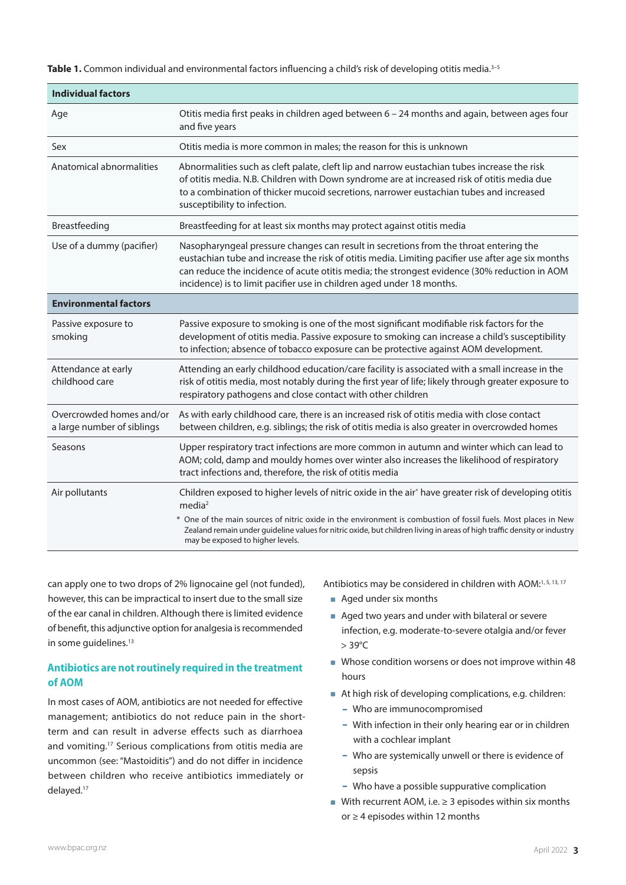**Table 1.** Common individual and environmental factors influencing a child's risk of developing otitis media.[3–5]

| **Individual factors** | |
|---|---|
| Age | Otitis media first peaks in children aged between 6 – 24 months and again, between ages four and five years |
| Sex | Otitis media is more common in males; the reason for this is unknown |
| Anatomical abnormalities | Abnormalities such as cleft palate, cleft lip and narrow eustachian tubes increase the risk of otitis media. N.B. Children with Down syndrome are at increased risk of otitis media due to a combination of thicker mucoid secretions, narrower eustachian tubes and increased susceptibility to infection. |
| Breastfeeding | Breastfeeding for at least six months may protect against otitis media |
| Use of a dummy (pacifier) | Nasopharyngeal pressure changes can result in secretions from the throat entering the eustachian tube and increase the risk of otitis media. Limiting pacifier use after age six months can reduce the incidence of acute otitis media; the strongest evidence (30% reduction in AOM incidence) is to limit pacifier use in children aged under 18 months. |
| **Environmental factors** | |
| Passive exposure to smoking | Passive exposure to smoking is one of the most significant modifiable risk factors for the development of otitis media. Passive exposure to smoking can increase a child's susceptibility to infection; absence of tobacco exposure can be protective against AOM development. |
| Attendance at early childhood care | Attending an early childhood education/care facility is associated with a small increase in the risk of otitis media, most notably during the first year of life; likely through greater exposure to respiratory pathogens and close contact with other children |
| Overcrowded homes and/or a large number of siblings | As with early childhood care, there is an increased risk of otitis media with close contact between children, e.g. siblings; the risk of otitis media is also greater in overcrowded homes |
| Seasons | Upper respiratory tract infections are more common in autumn and winter which can lead to AOM; cold, damp and mouldy homes over winter also increases the likelihood of respiratory tract infections and, therefore, the risk of otitis media |
| Air pollutants | Children exposed to higher levels of nitric oxide in the air* have greater risk of developing otitis media[2]<br>* One of the main sources of nitric oxide in the environment is combustion of fossil fuels. Most places in New Zealand remain under guideline values for nitric oxide, but children living in areas of high traffic density or industry may be exposed to higher levels. |

can apply one to two drops of 2% lignocaine gel (not funded), however, this can be impractical to insert due to the small size of the ear canal in children. Although there is limited evidence of benefit, this adjunctive option for analgesia is recommended in some guidelines.[13]

### Antibiotics are not routinely required in the treatment of AOM

In most cases of AOM, antibiotics are not needed for effective management; antibiotics do not reduce pain in the short-term and can result in adverse effects such as diarrhoea and vomiting.[17] Serious complications from otitis media are uncommon (see: "Mastoiditis") and do not differ in incidence between children who receive antibiotics immediately or delayed.[17]

Antibiotics may be considered in children with AOM:[1, 5, 13, 17]

- Aged under six months
- Aged two years and under with bilateral or severe infection, e.g. moderate-to-severe otalgia and/or fever > 39°C
- Whose condition worsens or does not improve within 48 hours
- At high risk of developing complications, e.g. children:
  - Who are immunocompromised
  - With infection in their only hearing ear or in children with a cochlear implant
  - Who are systemically unwell or there is evidence of sepsis
  - Who have a possible suppurative complication
- With recurrent AOM, i.e. ≥ 3 episodes within six months or ≥ 4 episodes within 12 months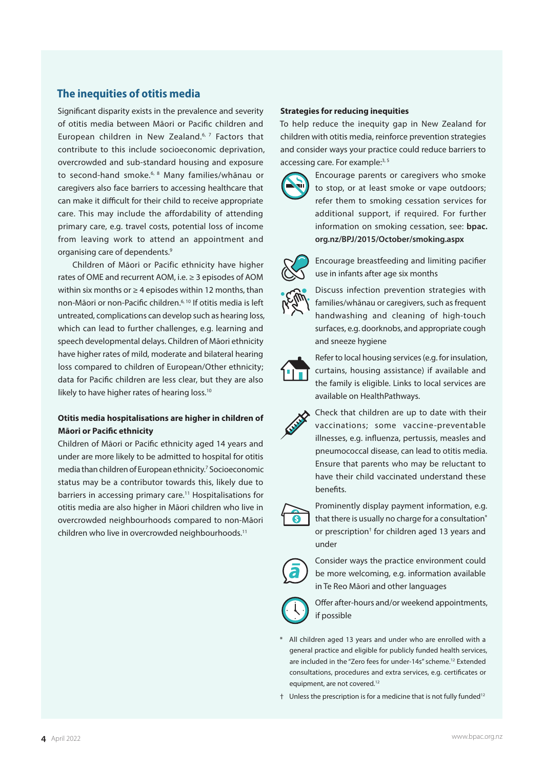## The inequities of otitis media

Significant disparity exists in the prevalence and severity of otitis media between Māori or Pacific children and European children in New Zealand.[6, 7] Factors that contribute to this include socioeconomic deprivation, overcrowded and sub-standard housing and exposure to second-hand smoke.[6, 8] Many families/whānau or caregivers also face barriers to accessing healthcare that can make it difficult for their child to receive appropriate care. This may include the affordability of attending primary care, e.g. travel costs, potential loss of income from leaving work to attend an appointment and organising care of dependents.[9]

Children of Māori or Pacific ethnicity have higher rates of OME and recurrent AOM, i.e. ≥ 3 episodes of AOM within six months or ≥ 4 episodes within 12 months, than non-Māori or non-Pacific children.[6, 10] If otitis media is left untreated, complications can develop such as hearing loss, which can lead to further challenges, e.g. learning and speech developmental delays. Children of Māori ethnicity have higher rates of mild, moderate and bilateral hearing loss compared to children of European/Other ethnicity; data for Pacific children are less clear, but they are also likely to have higher rates of hearing loss.[10]

### Otitis media hospitalisations are higher in children of Māori or Pacific ethnicity

Children of Māori or Pacific ethnicity aged 14 years and under are more likely to be admitted to hospital for otitis media than children of European ethnicity.[7] Socioeconomic status may be a contributor towards this, likely due to barriers in accessing primary care.[11] Hospitalisations for otitis media are also higher in Māori children who live in overcrowded neighbourhoods compared to non-Māori children who live in overcrowded neighbourhoods.[11]

### Strategies for reducing inequities

To help reduce the inequity gap in New Zealand for children with otitis media, reinforce prevention strategies and consider ways your practice could reduce barriers to accessing care. For example:[3, 5]

- Encourage parents or caregivers who smoke to stop, or at least smoke or vape outdoors; refer them to smoking cessation services for additional support, if required. For further information on smoking cessation, see: **bpac.org.nz/BPJ/2015/October/smoking.aspx**
- Encourage breastfeeding and limiting pacifier use in infants after age six months
- Discuss infection prevention strategies with families/whānau or caregivers, such as frequent handwashing and cleaning of high-touch surfaces, e.g. doorknobs, and appropriate cough and sneeze hygiene
- Refer to local housing services (e.g. for insulation, curtains, housing assistance) if available and the family is eligible. Links to local services are available on HealthPathways.
- Check that children are up to date with their vaccinations; some vaccine-preventable illnesses, e.g. influenza, pertussis, measles and pneumococcal disease, can lead to otitis media. Ensure that parents who may be reluctant to have their child vaccinated understand these benefits.
- Prominently display payment information, e.g. that there is usually no charge for a consultation* or prescription† for children aged 13 years and under
- Consider ways the practice environment could be more welcoming, e.g. information available in Te Reo Māori and other languages
- Offer after-hours and/or weekend appointments, if possible

\* All children aged 13 years and under who are enrolled with a general practice and eligible for publicly funded health services, are included in the "Zero fees for under-14s" scheme.[12] Extended consultations, procedures and extra services, e.g. certificates or equipment, are not covered.[12]

† Unless the prescription is for a medicine that is not fully funded[12]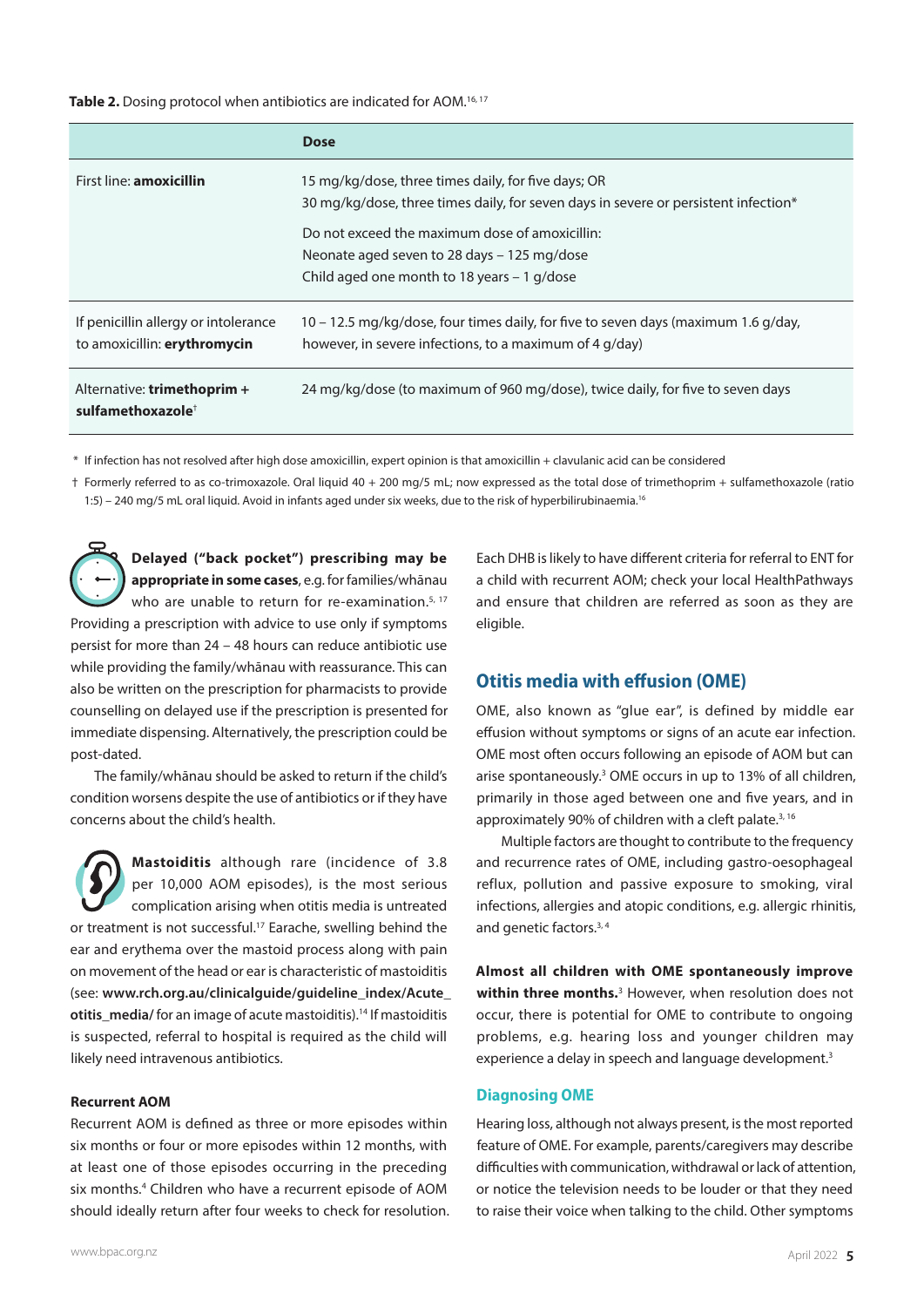**Table 2.** Dosing protocol when antibiotics are indicated for AOM.[16,17]

| | Dose |
|---|---|
| First line: **amoxicillin** | 15 mg/kg/dose, three times daily, for five days; OR<br>30 mg/kg/dose, three times daily, for seven days in severe or persistent infection*<br><br>Do not exceed the maximum dose of amoxicillin:<br>Neonate aged seven to 28 days – 125 mg/dose<br>Child aged one month to 18 years – 1 g/dose |
| If penicillin allergy or intolerance to amoxicillin: **erythromycin** | 10 – 12.5 mg/kg/dose, four times daily, for five to seven days (maximum 1.6 g/day, however, in severe infections, to a maximum of 4 g/day) |
| Alternative: **trimethoprim + sulfamethoxazole**† | 24 mg/kg/dose (to maximum of 960 mg/dose), twice daily, for five to seven days |

\* If infection has not resolved after high dose amoxicillin, expert opinion is that amoxicillin + clavulanic acid can be considered

† Formerly referred to as co-trimoxazole. Oral liquid 40 + 200 mg/5 mL; now expressed as the total dose of trimethoprim + sulfamethoxazole (ratio 1:5) – 240 mg/5 mL oral liquid. Avoid in infants aged under six weeks, due to the risk of hyperbilirubinaemia.[16]

**Delayed ("back pocket") prescribing may be appropriate in some cases**, e.g. for families/whānau who are unable to return for re-examination.[5,17] Providing a prescription with advice to use only if symptoms persist for more than 24 – 48 hours can reduce antibiotic use while providing the family/whānau with reassurance. This can also be written on the prescription for pharmacists to provide counselling on delayed use if the prescription is presented for immediate dispensing. Alternatively, the prescription could be post-dated.

The family/whānau should be asked to return if the child's condition worsens despite the use of antibiotics or if they have concerns about the child's health.

**Mastoiditis** although rare (incidence of 3.8 per 10,000 AOM episodes), is the most serious complication arising when otitis media is untreated or treatment is not successful.[17] Earache, swelling behind the ear and erythema over the mastoid process along with pain on movement of the head or ear is characteristic of mastoiditis (see: **www.rch.org.au/clinicalguide/guideline_index/Acute_otitis_media/** for an image of acute mastoiditis).[14] If mastoiditis is suspected, referral to hospital is required as the child will likely need intravenous antibiotics.

#### Recurrent AOM

Recurrent AOM is defined as three or more episodes within six months or four or more episodes within 12 months, with at least one of those episodes occurring in the preceding six months.[4] Children who have a recurrent episode of AOM should ideally return after four weeks to check for resolution. Each DHB is likely to have different criteria for referral to ENT for a child with recurrent AOM; check your local HealthPathways and ensure that children are referred as soon as they are eligible.

## Otitis media with effusion (OME)

OME, also known as "glue ear", is defined by middle ear effusion without symptoms or signs of an acute ear infection. OME most often occurs following an episode of AOM but can arise spontaneously.[3] OME occurs in up to 13% of all children, primarily in those aged between one and five years, and in approximately 90% of children with a cleft palate.[3,16]

Multiple factors are thought to contribute to the frequency and recurrence rates of OME, including gastro-oesophageal reflux, pollution and passive exposure to smoking, viral infections, allergies and atopic conditions, e.g. allergic rhinitis, and genetic factors.[3,4]

**Almost all children with OME spontaneously improve within three months.**[3] However, when resolution does not occur, there is potential for OME to contribute to ongoing problems, e.g. hearing loss and younger children may experience a delay in speech and language development.[3]

### Diagnosing OME

Hearing loss, although not always present, is the most reported feature of OME. For example, parents/caregivers may describe difficulties with communication, withdrawal or lack of attention, or notice the television needs to be louder or that they need to raise their voice when talking to the child. Other symptoms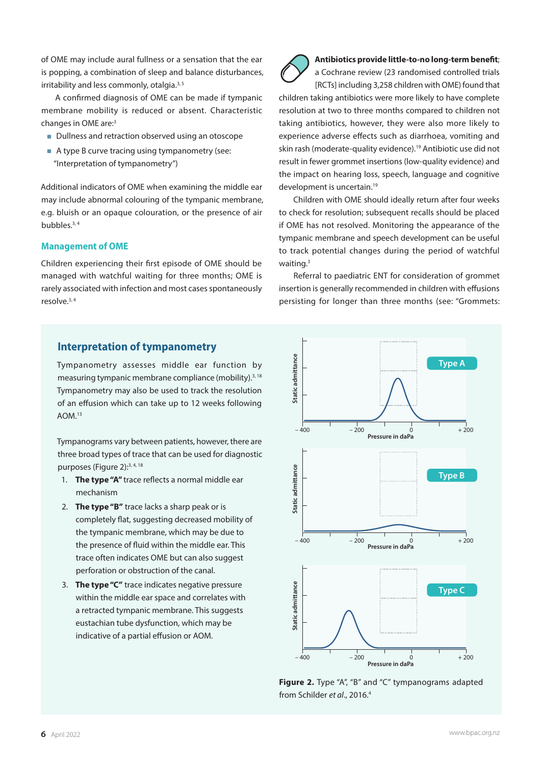of OME may include aural fullness or a sensation that the ear is popping, a combination of sleep and balance disturbances, irritability and less commonly, otalgia.[3,5]

A confirmed diagnosis of OME can be made if tympanic membrane mobility is reduced or absent. Characteristic changes in OME are:[3]

- Dullness and retraction observed using an otoscope
- A type B curve tracing using tympanometry (see: "Interpretation of tympanometry")

Additional indicators of OME when examining the middle ear may include abnormal colouring of the tympanic membrane, e.g. bluish or an opaque colouration, or the presence of air bubbles.[3,4]

## Management of OME

Children experiencing their first episode of OME should be managed with watchful waiting for three months; OME is rarely associated with infection and most cases spontaneously resolve.[3,4]

**Antibiotics provide little-to-no long-term benefit**; a Cochrane review (23 randomised controlled trials [RCTs] including 3,258 children with OME) found that children taking antibiotics were more likely to have complete resolution at two to three months compared to children not taking antibiotics, however, they were also more likely to experience adverse effects such as diarrhoea, vomiting and skin rash (moderate-quality evidence).[19] Antibiotic use did not result in fewer grommet insertions (low-quality evidence) and the impact on hearing loss, speech, language and cognitive development is uncertain.[19]

Children with OME should ideally return after four weeks to check for resolution; subsequent recalls should be placed if OME has not resolved. Monitoring the appearance of the tympanic membrane and speech development can be useful to track potential changes during the period of watchful waiting.[3]

Referral to paediatric ENT for consideration of grommet insertion is generally recommended in children with effusions persisting for longer than three months (see: "Grommets:

### Interpretation of tympanometry

Tympanometry assesses middle ear function by measuring tympanic membrane compliance (mobility).[3,18] Tympanometry may also be used to track the resolution of an effusion which can take up to 12 weeks following AOM.[13]

Tympanograms vary between patients, however, there are three broad types of trace that can be used for diagnostic purposes (Figure 2):[3,4,18]

1. **The type "A"** trace reflects a normal middle ear mechanism
2. **The type "B"** trace lacks a sharp peak or is completely flat, suggesting decreased mobility of the tympanic membrane, which may be due to the presence of fluid within the middle ear. This trace often indicates OME but can also suggest perforation or obstruction of the canal.
3. **The type "C"** trace indicates negative pressure within the middle ear space and correlates with a retracted tympanic membrane. This suggests eustachian tube dysfunction, which may be indicative of a partial effusion or AOM.

**Figure 2.** Type "A", "B" and "C" tympanograms adapted from Schilder *et al*., 2016.[4]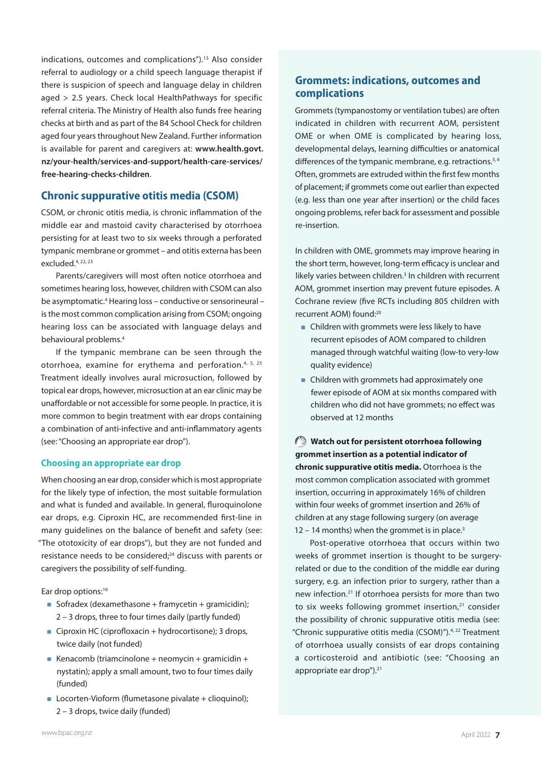indications, outcomes and complications").[13] Also consider referral to audiology or a child speech language therapist if there is suspicion of speech and language delay in children aged > 2.5 years. Check local HealthPathways for specific referral criteria. The Ministry of Health also funds free hearing checks at birth and as part of the B4 School Check for children aged four years throughout New Zealand. Further information is available for parent and caregivers at: **www.health.govt.nz/your-health/services-and-support/health-care-services/free-hearing-checks-children**.

## Chronic suppurative otitis media (CSOM)

CSOM, or chronic otitis media, is chronic inflammation of the middle ear and mastoid cavity characterised by otorrhoea persisting for at least two to six weeks through a perforated tympanic membrane or grommet – and otitis externa has been excluded.[4, 22, 23]

Parents/caregivers will most often notice otorrhoea and sometimes hearing loss, however, children with CSOM can also be asymptomatic.[4] Hearing loss – conductive or sensorineural – is the most common complication arising from CSOM; ongoing hearing loss can be associated with language delays and behavioural problems.[4]

If the tympanic membrane can be seen through the otorrhoea, examine for erythema and perforation.[4, 5, 23] Treatment ideally involves aural microsuction, followed by topical ear drops, however, microsuction at an ear clinic may be unaffordable or not accessible for some people. In practice, it is more common to begin treatment with ear drops containing a combination of anti-infective and anti-inflammatory agents (see: "Choosing an appropriate ear drop").

### Choosing an appropriate ear drop

When choosing an ear drop, consider which is most appropriate for the likely type of infection, the most suitable formulation and what is funded and available. In general, fluroquinolone ear drops, e.g. Ciproxin HC, are recommended first-line in many guidelines on the balance of benefit and safety (see: "The ototoxicity of ear drops"), but they are not funded and resistance needs to be considered;[24] discuss with parents or caregivers the possibility of self-funding.

Ear drop options:[16]

- Sofradex (dexamethasone + framycetin + gramicidin); 2 – 3 drops, three to four times daily (partly funded)
- Ciproxin HC (ciprofloxacin + hydrocortisone); 3 drops, twice daily (not funded)
- Kenacomb (triamcinolone + neomycin + gramicidin + nystatin); apply a small amount, two to four times daily (funded)
- Locorten-Vioform (flumetasone pivalate + clioquinol); 2 – 3 drops, twice daily (funded)

## Grommets: indications, outcomes and complications

Grommets (tympanostomy or ventilation tubes) are often indicated in children with recurrent AOM, persistent OME or when OME is complicated by hearing loss, developmental delays, learning difficulties or anatomical differences of the tympanic membrane, e.g. retractions.[3, 4] Often, grommets are extruded within the first few months of placement; if grommets come out earlier than expected (e.g. less than one year after insertion) or the child faces ongoing problems, refer back for assessment and possible re-insertion.

In children with OME, grommets may improve hearing in the short term, however, long-term efficacy is unclear and likely varies between children.[3] In children with recurrent AOM, grommet insertion may prevent future episodes. A Cochrane review (five RCTs including 805 children with recurrent AOM) found:[20]

- Children with grommets were less likely to have recurrent episodes of AOM compared to children managed through watchful waiting (low-to very-low quality evidence)
- Children with grommets had approximately one fewer episode of AOM at six months compared with children who did not have grommets; no effect was observed at 12 months

**Watch out for persistent otorrhoea following grommet insertion as a potential indicator of chronic suppurative otitis media.** Otorrhoea is the most common complication associated with grommet insertion, occurring in approximately 16% of children within four weeks of grommet insertion and 26% of children at any stage following surgery (on average 12 – 14 months) when the grommet is in place.[3]

Post-operative otorrhoea that occurs within two weeks of grommet insertion is thought to be surgery-related or due to the condition of the middle ear during surgery, e.g. an infection prior to surgery, rather than a new infection.[21] If otorrhoea persists for more than two to six weeks following grommet insertion,[21] consider the possibility of chronic suppurative otitis media (see: "Chronic suppurative otitis media (CSOM)").[4, 22] Treatment of otorrhoea usually consists of ear drops containing a corticosteroid and antibiotic (see: "Choosing an appropriate ear drop").[21]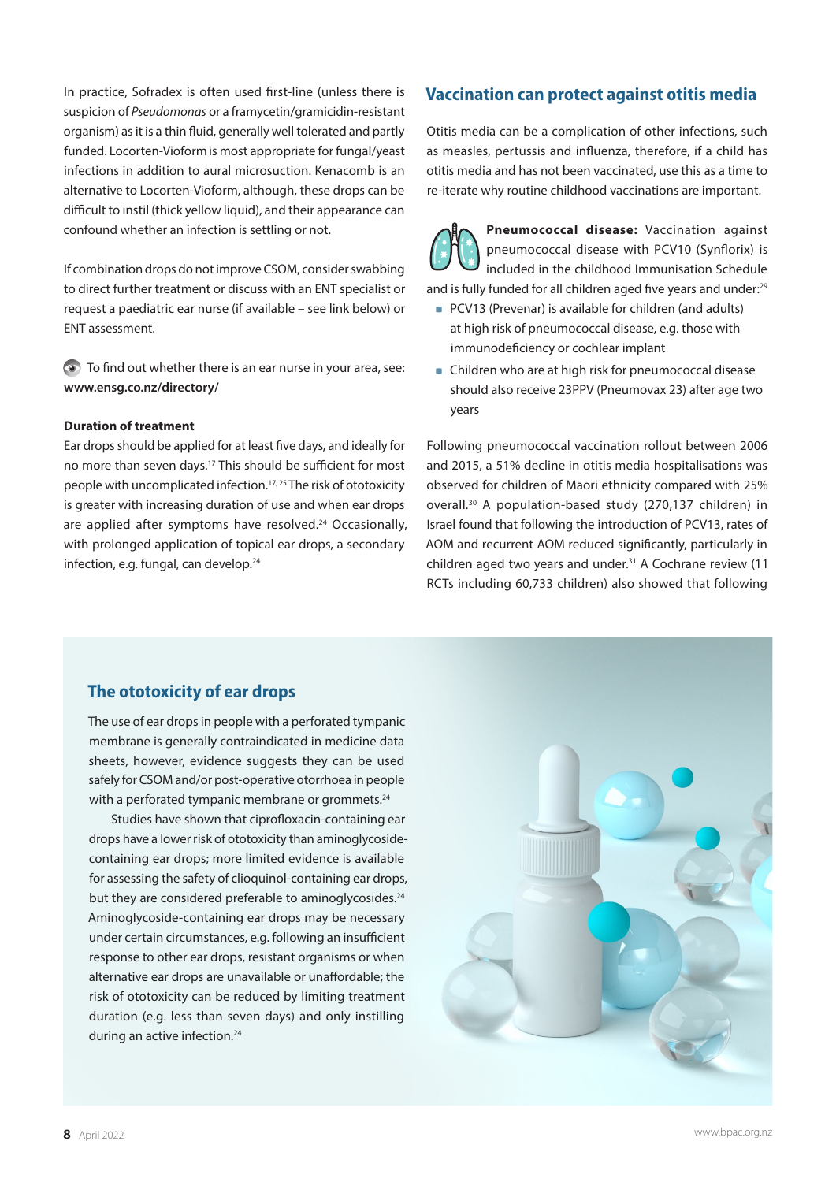In practice, Sofradex is often used first-line (unless there is suspicion of *Pseudomonas* or a framycetin/gramicidin-resistant organism) as it is a thin fluid, generally well tolerated and partly funded. Locorten-Vioform is most appropriate for fungal/yeast infections in addition to aural microsuction. Kenacomb is an alternative to Locorten-Vioform, although, these drops can be difficult to instil (thick yellow liquid), and their appearance can confound whether an infection is settling or not.

If combination drops do not improve CSOM, consider swabbing to direct further treatment or discuss with an ENT specialist or request a paediatric ear nurse (if available – see link below) or ENT assessment.

To find out whether there is an ear nurse in your area, see: **www.ensg.co.nz/directory/**

**Duration of treatment**

Ear drops should be applied for at least five days, and ideally for no more than seven days.[17] This should be sufficient for most people with uncomplicated infection.[17,25] The risk of ototoxicity is greater with increasing duration of use and when ear drops are applied after symptoms have resolved.[24] Occasionally, with prolonged application of topical ear drops, a secondary infection, e.g. fungal, can develop.[24]

## Vaccination can protect against otitis media

Otitis media can be a complication of other infections, such as measles, pertussis and influenza, therefore, if a child has otitis media and has not been vaccinated, use this as a time to re-iterate why routine childhood vaccinations are important.

**Pneumococcal disease:** Vaccination against pneumococcal disease with PCV10 (Synflorix) is included in the childhood Immunisation Schedule and is fully funded for all children aged five years and under:[29]

- PCV13 (Prevenar) is available for children (and adults) at high risk of pneumococcal disease, e.g. those with immunodeficiency or cochlear implant
- Children who are at high risk for pneumococcal disease should also receive 23PPV (Pneumovax 23) after age two years

Following pneumococcal vaccination rollout between 2006 and 2015, a 51% decline in otitis media hospitalisations was observed for children of Māori ethnicity compared with 25% overall.[30] A population-based study (270,137 children) in Israel found that following the introduction of PCV13, rates of AOM and recurrent AOM reduced significantly, particularly in children aged two years and under.[31] A Cochrane review (11 RCTs including 60,733 children) also showed that following

## The ototoxicity of ear drops

The use of ear drops in people with a perforated tympanic membrane is generally contraindicated in medicine data sheets, however, evidence suggests they can be used safely for CSOM and/or post-operative otorrhoea in people with a perforated tympanic membrane or grommets.[24]

Studies have shown that ciprofloxacin-containing ear drops have a lower risk of ototoxicity than aminoglycoside-containing ear drops; more limited evidence is available for assessing the safety of clioquinol-containing ear drops, but they are considered preferable to aminoglycosides.[24] Aminoglycoside-containing ear drops may be necessary under certain circumstances, e.g. following an insufficient response to other ear drops, resistant organisms or when alternative ear drops are unavailable or unaffordable; the risk of ototoxicity can be reduced by limiting treatment duration (e.g. less than seven days) and only instilling during an active infection.[24]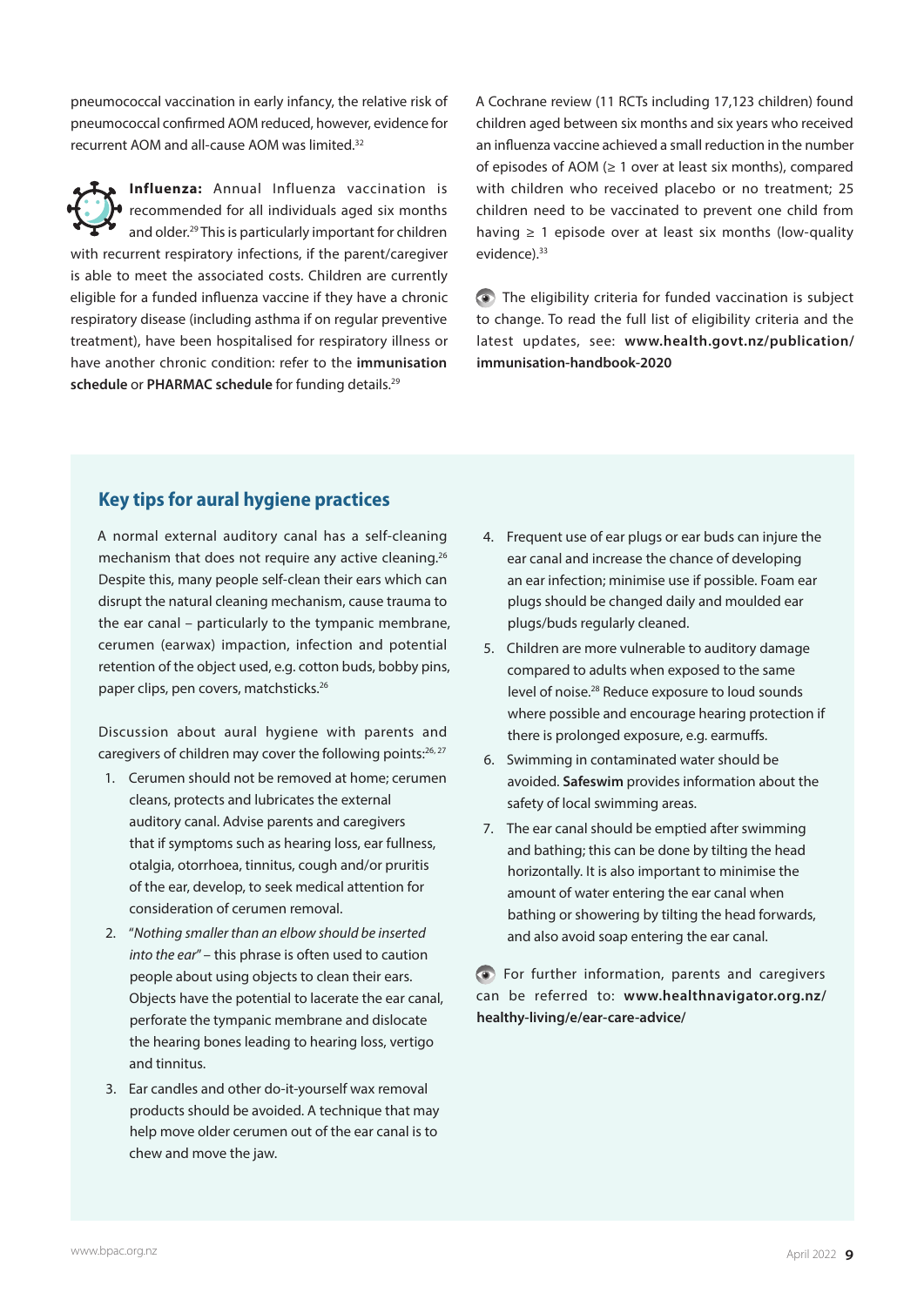pneumococcal vaccination in early infancy, the relative risk of pneumococcal confirmed AOM reduced, however, evidence for recurrent AOM and all-cause AOM was limited.[32]

**Influenza:** Annual Influenza vaccination is recommended for all individuals aged six months and older.[29] This is particularly important for children with recurrent respiratory infections, if the parent/caregiver is able to meet the associated costs. Children are currently eligible for a funded influenza vaccine if they have a chronic respiratory disease (including asthma if on regular preventive treatment), have been hospitalised for respiratory illness or have another chronic condition: refer to the **immunisation schedule** or **PHARMAC schedule** for funding details.[29]

A Cochrane review (11 RCTs including 17,123 children) found children aged between six months and six years who received an influenza vaccine achieved a small reduction in the number of episodes of AOM (≥ 1 over at least six months), compared with children who received placebo or no treatment; 25 children need to be vaccinated to prevent one child from having ≥ 1 episode over at least six months (low-quality evidence).[33]

The eligibility criteria for funded vaccination is subject to change. To read the full list of eligibility criteria and the latest updates, see: **www.health.govt.nz/publication/immunisation-handbook-2020**

## Key tips for aural hygiene practices

A normal external auditory canal has a self-cleaning mechanism that does not require any active cleaning.[26] Despite this, many people self-clean their ears which can disrupt the natural cleaning mechanism, cause trauma to the ear canal – particularly to the tympanic membrane, cerumen (earwax) impaction, infection and potential retention of the object used, e.g. cotton buds, bobby pins, paper clips, pen covers, matchsticks.[26]

Discussion about aural hygiene with parents and caregivers of children may cover the following points:[26,27]

1. Cerumen should not be removed at home; cerumen cleans, protects and lubricates the external auditory canal. Advise parents and caregivers that if symptoms such as hearing loss, ear fullness, otalgia, otorrhoea, tinnitus, cough and/or pruritis of the ear, develop, to seek medical attention for consideration of cerumen removal.
2. "*Nothing smaller than an elbow should be inserted into the ear*" – this phrase is often used to caution people about using objects to clean their ears. Objects have the potential to lacerate the ear canal, perforate the tympanic membrane and dislocate the hearing bones leading to hearing loss, vertigo and tinnitus.
3. Ear candles and other do-it-yourself wax removal products should be avoided. A technique that may help move older cerumen out of the ear canal is to chew and move the jaw.
4. Frequent use of ear plugs or ear buds can injure the ear canal and increase the chance of developing an ear infection; minimise use if possible. Foam ear plugs should be changed daily and moulded ear plugs/buds regularly cleaned.
5. Children are more vulnerable to auditory damage compared to adults when exposed to the same level of noise.[28] Reduce exposure to loud sounds where possible and encourage hearing protection if there is prolonged exposure, e.g. earmuffs.
6. Swimming in contaminated water should be avoided. **Safeswim** provides information about the safety of local swimming areas.
7. The ear canal should be emptied after swimming and bathing; this can be done by tilting the head horizontally. It is also important to minimise the amount of water entering the ear canal when bathing or showering by tilting the head forwards, and also avoid soap entering the ear canal.

For further information, parents and caregivers can be referred to: **www.healthnavigator.org.nz/healthy-living/e/ear-care-advice/**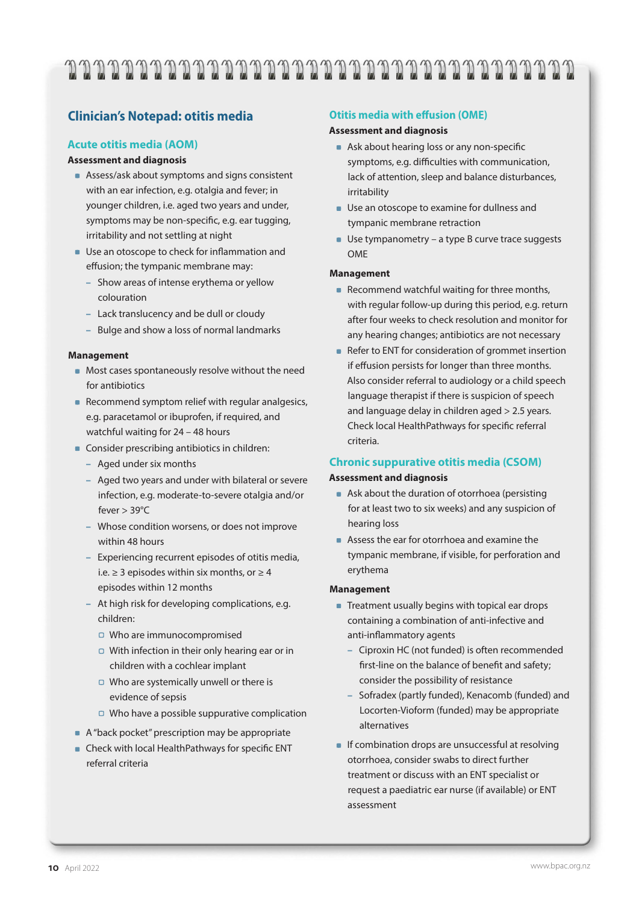## Clinician's Notepad: otitis media

### Acute otitis media (AOM)

**Assessment and diagnosis**

- Assess/ask about symptoms and signs consistent with an ear infection, e.g. otalgia and fever; in younger children, i.e. aged two years and under, symptoms may be non-specific, e.g. ear tugging, irritability and not settling at night
- Use an otoscope to check for inflammation and effusion; the tympanic membrane may:
  - Show areas of intense erythema or yellow colouration
  - Lack translucency and be dull or cloudy
  - Bulge and show a loss of normal landmarks

**Management**

- Most cases spontaneously resolve without the need for antibiotics
- Recommend symptom relief with regular analgesics, e.g. paracetamol or ibuprofen, if required, and watchful waiting for 24 – 48 hours
- Consider prescribing antibiotics in children:
  - Aged under six months
  - Aged two years and under with bilateral or severe infection, e.g. moderate-to-severe otalgia and/or fever > 39°C
  - Whose condition worsens, or does not improve within 48 hours
  - Experiencing recurrent episodes of otitis media, i.e. ≥ 3 episodes within six months, or ≥ 4 episodes within 12 months
  - At high risk for developing complications, e.g. children:
    - Who are immunocompromised
    - With infection in their only hearing ear or in children with a cochlear implant
    - Who are systemically unwell or there is evidence of sepsis
    - Who have a possible suppurative complication
- A "back pocket" prescription may be appropriate
- Check with local HealthPathways for specific ENT referral criteria

### Otitis media with effusion (OME)

**Assessment and diagnosis**

- Ask about hearing loss or any non-specific symptoms, e.g. difficulties with communication, lack of attention, sleep and balance disturbances, irritability
- Use an otoscope to examine for dullness and tympanic membrane retraction
- Use tympanometry – a type B curve trace suggests OME

**Management**

- Recommend watchful waiting for three months, with regular follow-up during this period, e.g. return after four weeks to check resolution and monitor for any hearing changes; antibiotics are not necessary
- Refer to ENT for consideration of grommet insertion if effusion persists for longer than three months. Also consider referral to audiology or a child speech language therapist if there is suspicion of speech and language delay in children aged > 2.5 years. Check local HealthPathways for specific referral criteria.

### Chronic suppurative otitis media (CSOM)

**Assessment and diagnosis**

- Ask about the duration of otorrhoea (persisting for at least two to six weeks) and any suspicion of hearing loss
- Assess the ear for otorrhoea and examine the tympanic membrane, if visible, for perforation and erythema

**Management**

- Treatment usually begins with topical ear drops containing a combination of anti-infective and anti-inflammatory agents
  - Ciproxin HC (not funded) is often recommended first-line on the balance of benefit and safety; consider the possibility of resistance
  - Sofradex (partly funded), Kenacomb (funded) and Locorten-Vioform (funded) may be appropriate alternatives
- If combination drops are unsuccessful at resolving otorrhoea, consider swabs to direct further treatment or discuss with an ENT specialist or request a paediatric ear nurse (if available) or ENT assessment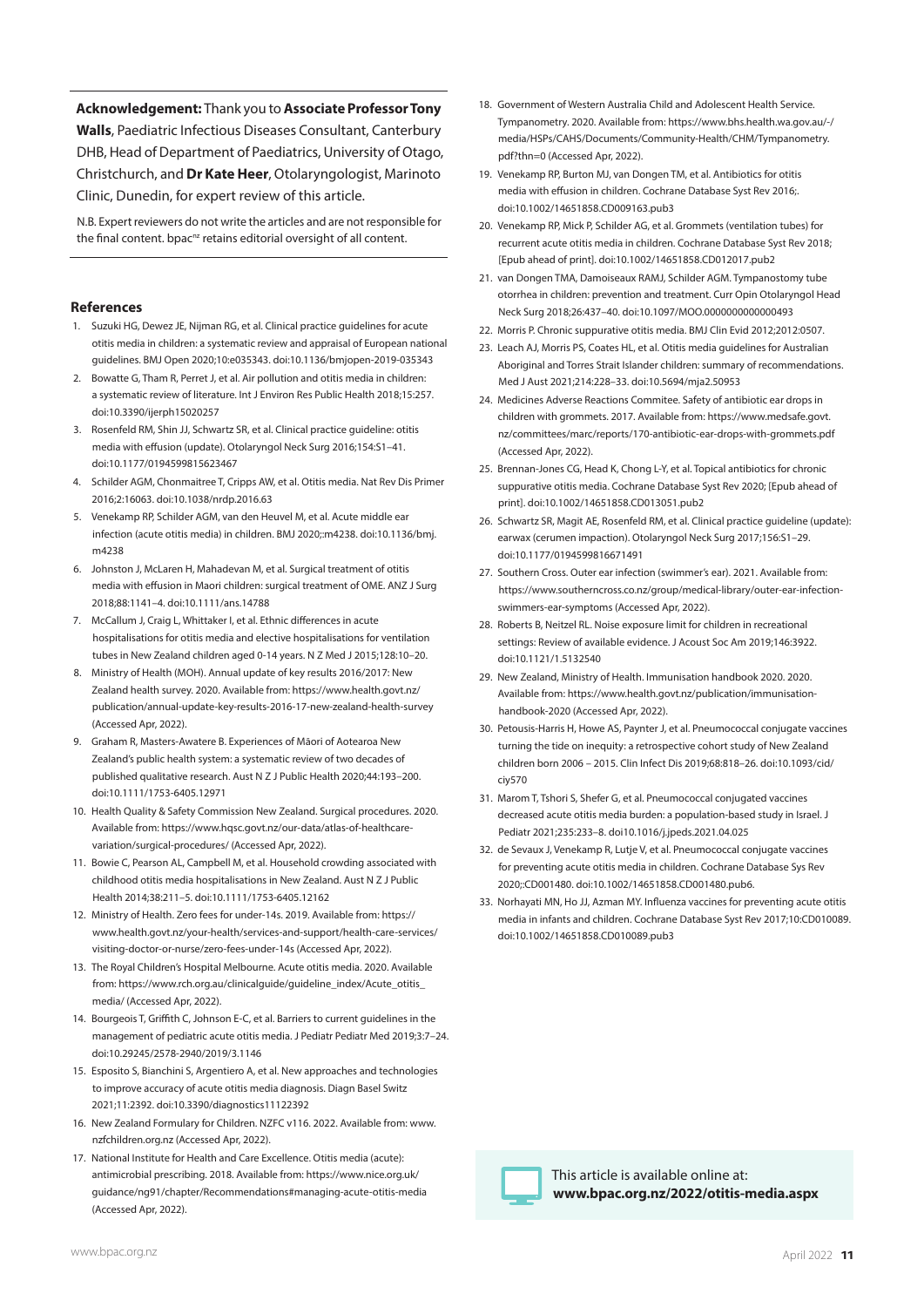**Acknowledgement:** Thank you to **Associate Professor Tony Walls**, Paediatric Infectious Diseases Consultant, Canterbury DHB, Head of Department of Paediatrics, University of Otago, Christchurch, and **Dr Kate Heer**, Otolaryngologist, Marinoto Clinic, Dunedin, for expert review of this article.

N.B. Expert reviewers do not write the articles and are not responsible for the final content. bpac[nz] retains editorial oversight of all content.

## References

1. Suzuki HG, Dewez JE, Nijman RG, et al. Clinical practice guidelines for acute otitis media in children: a systematic review and appraisal of European national guidelines. BMJ Open 2020;10:e035343. doi:10.1136/bmjopen-2019-035343
2. Bowatte G, Tham R, Perret J, et al. Air pollution and otitis media in children: a systematic review of literature. Int J Environ Res Public Health 2018;15:257. doi:10.3390/ijerph15020257
3. Rosenfeld RM, Shin JJ, Schwartz SR, et al. Clinical practice guideline: otitis media with effusion (update). Otolaryngol Neck Surg 2016;154:S1–41. doi:10.1177/0194599815623467
4. Schilder AGM, Chonmaitree T, Cripps AW, et al. Otitis media. Nat Rev Dis Primer 2016;2:16063. doi:10.1038/nrdp.2016.63
5. Venekamp RP, Schilder AGM, van den Heuvel M, et al. Acute middle ear infection (acute otitis media) in children. BMJ 2020;:m4238. doi:10.1136/bmj.m4238
6. Johnston J, McLaren H, Mahadevan M, et al. Surgical treatment of otitis media with effusion in Maori children: surgical treatment of OME. ANZ J Surg 2018;88:1141–4. doi:10.1111/ans.14788
7. McCallum J, Craig L, Whittaker I, et al. Ethnic differences in acute hospitalisations for otitis media and elective hospitalisations for ventilation tubes in New Zealand children aged 0-14 years. N Z Med J 2015;128:10–20.
8. Ministry of Health (MOH). Annual update of key results 2016/2017: New Zealand health survey. 2020. Available from: https://www.health.govt.nz/publication/annual-update-key-results-2016-17-new-zealand-health-survey (Accessed Apr, 2022).
9. Graham R, Masters-Awatere B. Experiences of Māori of Aotearoa New Zealand's public health system: a systematic review of two decades of published qualitative research. Aust N Z J Public Health 2020;44:193–200. doi:10.1111/1753-6405.12971
10. Health Quality & Safety Commission New Zealand. Surgical procedures. 2020. Available from: https://www.hqsc.govt.nz/our-data/atlas-of-healthcare-variation/surgical-procedures/ (Accessed Apr, 2022).
11. Bowie C, Pearson AL, Campbell M, et al. Household crowding associated with childhood otitis media hospitalisations in New Zealand. Aust N Z J Public Health 2014;38:211–5. doi:10.1111/1753-6405.12162
12. Ministry of Health. Zero fees for under-14s. 2019. Available from: https://www.health.govt.nz/your-health/services-and-support/health-care-services/visiting-doctor-or-nurse/zero-fees-under-14s (Accessed Apr, 2022).
13. The Royal Children's Hospital Melbourne. Acute otitis media. 2020. Available from: https://www.rch.org.au/clinicalguide/guideline_index/Acute_otitis_media/ (Accessed Apr, 2022).
14. Bourgeois T, Griffith C, Johnson E-C, et al. Barriers to current guidelines in the management of pediatric acute otitis media. J Pediatr Pediatr Med 2019;3:7–24. doi:10.29245/2578-2940/2019/3.1146
15. Esposito S, Bianchini S, Argentiero A, et al. New approaches and technologies to improve accuracy of acute otitis media diagnosis. Diagn Basel Switz 2021;11:2392. doi:10.3390/diagnostics11122392
16. New Zealand Formulary for Children. NZFC v116. 2022. Available from: www.nzfchildren.org.nz (Accessed Apr, 2022).
17. National Institute for Health and Care Excellence. Otitis media (acute): antimicrobial prescribing. 2018. Available from: https://www.nice.org.uk/guidance/ng91/chapter/Recommendations#managing-acute-otitis-media (Accessed Apr, 2022).
18. Government of Western Australia Child and Adolescent Health Service. Tympanometry. 2020. Available from: https://www.bhs.health.wa.gov.au/-/media/HSPs/CAHS/Documents/Community-Health/CHM/Tympanometry.pdf?thn=0 (Accessed Apr, 2022).
19. Venekamp RP, Burton MJ, van Dongen TM, et al. Antibiotics for otitis media with effusion in children. Cochrane Database Syst Rev 2016;. doi:10.1002/14651858.CD009163.pub3
20. Venekamp RP, Mick P, Schilder AG, et al. Grommets (ventilation tubes) for recurrent acute otitis media in children. Cochrane Database Syst Rev 2018; [Epub ahead of print]. doi:10.1002/14651858.CD012017.pub2
21. van Dongen TMA, Damoiseaux RAMJ, Schilder AGM. Tympanostomy tube otorrhea in children: prevention and treatment. Curr Opin Otolaryngol Head Neck Surg 2018;26:437–40. doi:10.1097/MOO.0000000000000493
22. Morris P. Chronic suppurative otitis media. BMJ Clin Evid 2012;2012:0507.
23. Leach AJ, Morris PS, Coates HL, et al. Otitis media guidelines for Australian Aboriginal and Torres Strait Islander children: summary of recommendations. Med J Aust 2021;214:228–33. doi:10.5694/mja2.50953
24. Medicines Adverse Reactions Commitee. Safety of antibiotic ear drops in children with grommets. 2017. Available from: https://www.medsafe.govt.nz/committees/marc/reports/170-antibiotic-ear-drops-with-grommets.pdf (Accessed Apr, 2022).
25. Brennan-Jones CG, Head K, Chong L-Y, et al. Topical antibiotics for chronic suppurative otitis media. Cochrane Database Syst Rev 2020; [Epub ahead of print]. doi:10.1002/14651858.CD013051.pub2
26. Schwartz SR, Magit AE, Rosenfeld RM, et al. Clinical practice guideline (update): earwax (cerumen impaction). Otolaryngol Neck Surg 2017;156:S1–29. doi:10.1177/0194599816671491
27. Southern Cross. Outer ear infection (swimmer's ear). 2021. Available from: https://www.southerncross.co.nz/group/medical-library/outer-ear-infection-swimmers-ear-symptoms (Accessed Apr, 2022).
28. Roberts B, Neitzel RL. Noise exposure limit for children in recreational settings: Review of available evidence. J Acoust Soc Am 2019;146:3922. doi:10.1121/1.5132540
29. New Zealand, Ministry of Health. Immunisation handbook 2020. 2020. Available from: https://www.health.govt.nz/publication/immunisation-handbook-2020 (Accessed Apr, 2022).
30. Petousis-Harris H, Howe AS, Paynter J, et al. Pneumococcal conjugate vaccines turning the tide on inequity: a retrospective cohort study of New Zealand children born 2006 – 2015. Clin Infect Dis 2019;68:818–26. doi:10.1093/cid/ciy570
31. Marom T, Tshori S, Shefer G, et al. Pneumococcal conjugated vaccines decreased acute otitis media burden: a population-based study in Israel. J Pediatr 2021;235:233–8. doi10.1016/j.jpeds.2021.04.025
32. de Sevaux J, Venekamp R, Lutje V, et al. Pneumococcal conjugate vaccines for preventing acute otitis media in children. Cochrane Database Sys Rev 2020;:CD001480. doi:10.1002/14651858.CD001480.pub6.
33. Norhayati MN, Ho JJ, Azman MY. Influenza vaccines for preventing acute otitis media in infants and children. Cochrane Database Syst Rev 2017;10:CD010089. doi:10.1002/14651858.CD010089.pub3

This article is available online at:
**www.bpac.org.nz/2022/otitis-media.aspx**